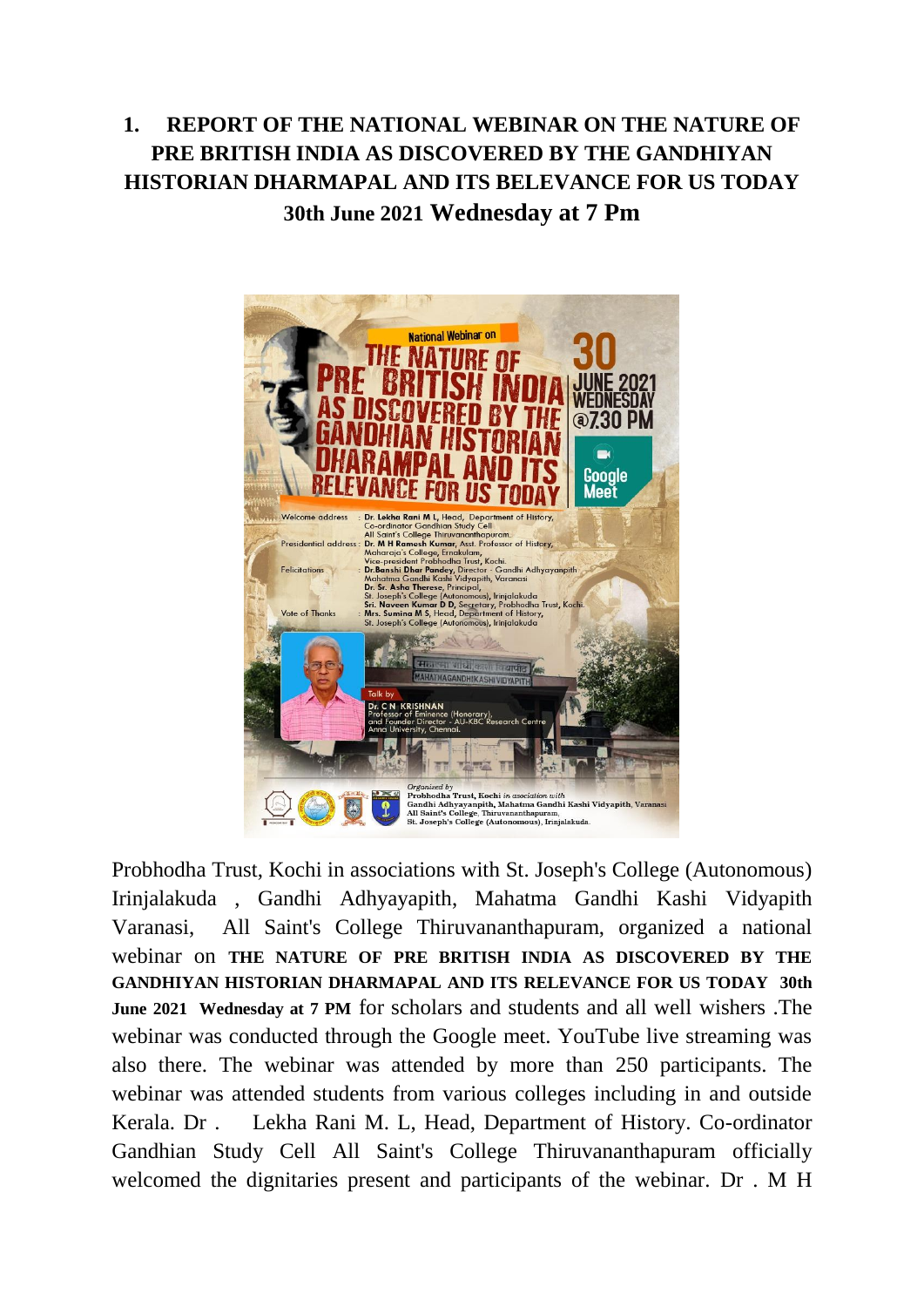# 1. REPORT OF THE NATIONAL WEBINAR ON THE NATURE OF PRE BRITISH INDIA AS DISCOVERED BY THE GANDHIYAN HISTORIAN DHARMAPAL AND ITS BELEVANCE FOR US TODAY 30th June 2021 Wednesday at 7 Pm

Probhodha Trust, Kochi in associations with St. Joseph's College (Autonomous) Irinjalakuda , Gandhi Adhyayapith, Mahatma Gandhi Kashi Vidyapith Varanasi, All Saint's College Thiruvananthapuram, organized a national webinar on **THE NATURE OF PRE BRITISH INDIA AS DISCOVERED BY THE GANDHIYAN HISTORIAN DHARMAPAL AND ITS RELEVANCE FOR US TODAY 30th June 2021 Wednesday at 7 PM** for scholars and students and all well wishers .The webinar was conducted through the Google meet. YouTube live streaming was also there. The webinar was attended by more than 250 participants. The webinar was attended students from various colleges including in and outside Kerala. Dr . Lekha Rani M. L, Head, Department of History. Co-ordinator Gandhian Study Cell All Saint's College Thiruvananthapuram officially welcomed the dignitaries present and participants of the webinar. Dr . M H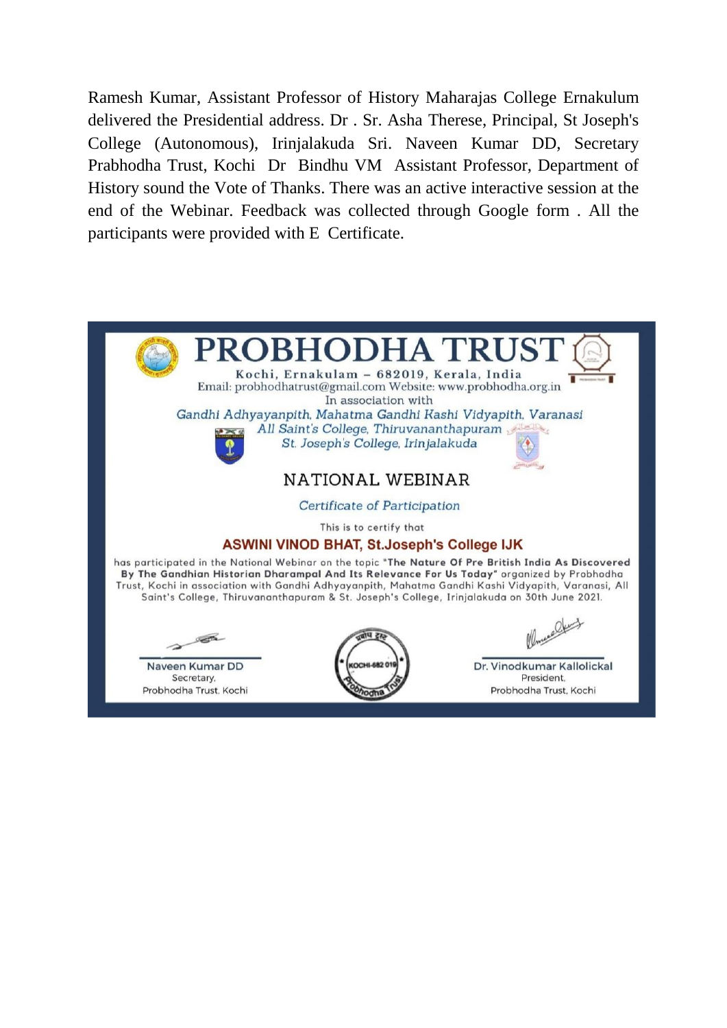Ramesh Kumar, Assistant Professor of History Maharajas College Ernakulum delivered the Presidential address. Dr . Sr. Asha Therese, Principal, St Joseph's College (Autonomous), Irinjalakuda Sri. Naveen Kumar DD, Secretary Prabhodha Trust, Kochi Dr Bindhu VM Assistant Professor, Department of History sound the Vote of Thanks. There was an active interactive session at the end of the Webinar. Feedback was collected through Google form . All the participants were provided with E Certificate.

# PROBHODHA TRUST

Kochi, Ernakulam – 682019, Kerala, India

Email: probhodhatrust@gmail.com Website: www.probhodha.org.in

In association with

*Gandhi Adhyayanpith, Mahatma Gandhi Kashi Vidyapith, Varanasi*

*All Saint's College, Thiruvananthapuram*

*St. Joseph's College, Irinjalakuda*

## NATIONAL WEBINAR

*Certificate of Participation*

This is to certify that

**ASWINI VINOD BHAT, St.Joseph's College IJK**

has participated in the National Webinar on the topic **"The Nature Of Pre British India As Discovered By The Gandhian Historian Dharampal And Its Relevance For Us Today"** organized by Probhodha Trust, Kochi in association with Gandhi Adhyayanpith, Mahatma Gandhi Kashi Vidyapith, Varanasi, All Saint's College, Thiruvananthapuram & St. Joseph's College, Irinjalakuda on 30th June 2021.

Naveen Kumar DD
Secretary,
Probhodha Trust, Kochi

Dr. Vinodkumar Kallolickal
President,
Probhodha Trust, Kochi